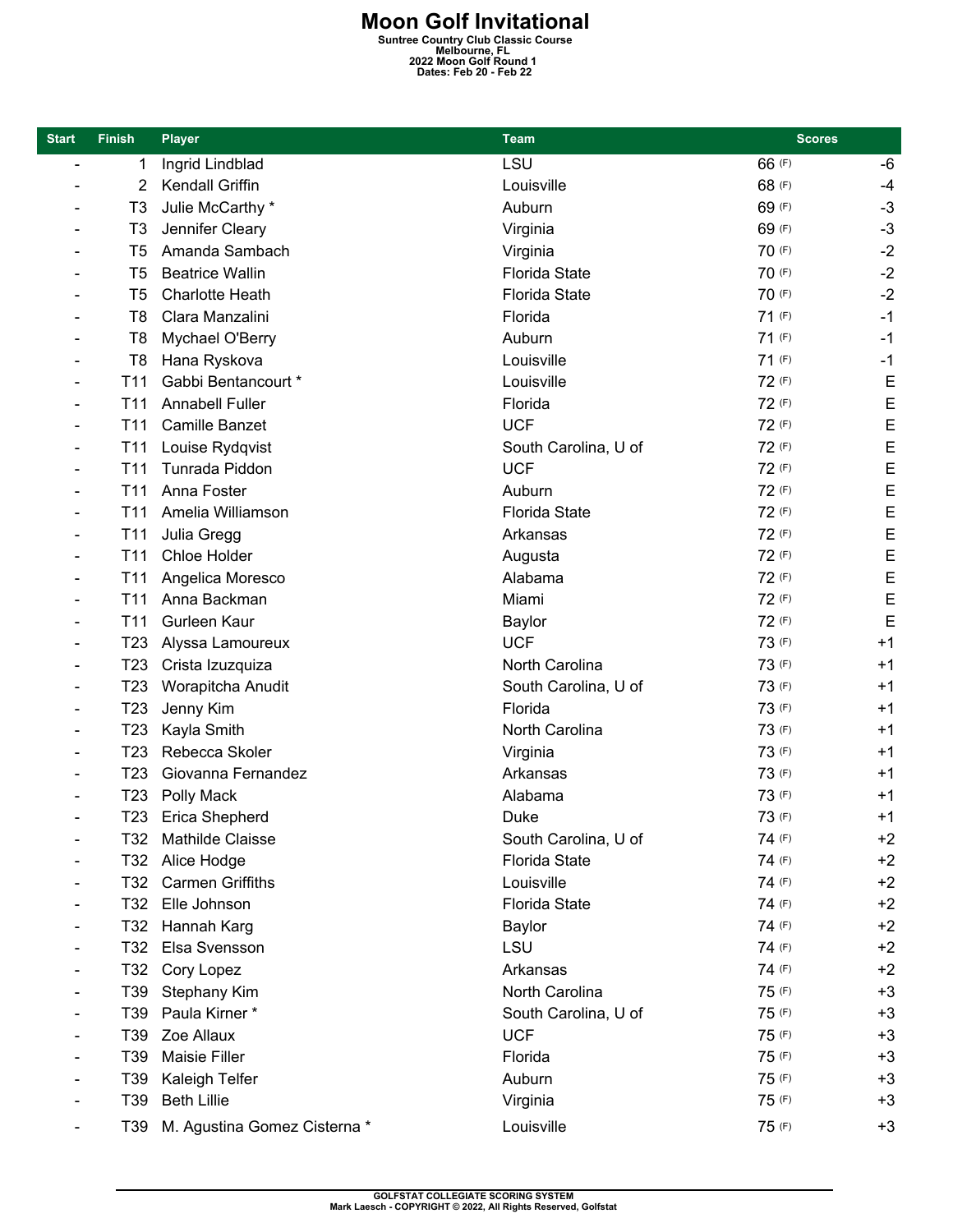# Moon Golf Invitational

**Suntree Country Club Classic Course**
**Melbourne, FL**
**2022 Moon Golf Round 1**
**Dates: Feb 20 - Feb 22**

| Start | Finish | Player | Team | Scores | |
|---|---|---|---|---|---|
| - | 1 | Ingrid Lindblad | LSU | 66 (F) | -6 |
| - | 2 | Kendall Griffin | Louisville | 68 (F) | -4 |
| - | T3 | Julie McCarthy * | Auburn | 69 (F) | -3 |
| - | T3 | Jennifer Cleary | Virginia | 69 (F) | -3 |
| - | T5 | Amanda Sambach | Virginia | 70 (F) | -2 |
| - | T5 | Beatrice Wallin | Florida State | 70 (F) | -2 |
| - | T5 | Charlotte Heath | Florida State | 70 (F) | -2 |
| - | T8 | Clara Manzalini | Florida | 71 (F) | -1 |
| - | T8 | Mychael O'Berry | Auburn | 71 (F) | -1 |
| - | T8 | Hana Ryskova | Louisville | 71 (F) | -1 |
| - | T11 | Gabbi Bentancourt * | Louisville | 72 (F) | E |
| - | T11 | Annabell Fuller | Florida | 72 (F) | E |
| - | T11 | Camille Banzet | UCF | 72 (F) | E |
| - | T11 | Louise Rydqvist | South Carolina, U of | 72 (F) | E |
| - | T11 | Tunrada Piddon | UCF | 72 (F) | E |
| - | T11 | Anna Foster | Auburn | 72 (F) | E |
| - | T11 | Amelia Williamson | Florida State | 72 (F) | E |
| - | T11 | Julia Gregg | Arkansas | 72 (F) | E |
| - | T11 | Chloe Holder | Augusta | 72 (F) | E |
| - | T11 | Angelica Moresco | Alabama | 72 (F) | E |
| - | T11 | Anna Backman | Miami | 72 (F) | E |
| - | T11 | Gurleen Kaur | Baylor | 72 (F) | E |
| - | T23 | Alyssa Lamoureux | UCF | 73 (F) | +1 |
| - | T23 | Crista Izuzquiza | North Carolina | 73 (F) | +1 |
| - | T23 | Worapitcha Anudit | South Carolina, U of | 73 (F) | +1 |
| - | T23 | Jenny Kim | Florida | 73 (F) | +1 |
| - | T23 | Kayla Smith | North Carolina | 73 (F) | +1 |
| - | T23 | Rebecca Skoler | Virginia | 73 (F) | +1 |
| - | T23 | Giovanna Fernandez | Arkansas | 73 (F) | +1 |
| - | T23 | Polly Mack | Alabama | 73 (F) | +1 |
| - | T23 | Erica Shepherd | Duke | 73 (F) | +1 |
| - | T32 | Mathilde Claisse | South Carolina, U of | 74 (F) | +2 |
| - | T32 | Alice Hodge | Florida State | 74 (F) | +2 |
| - | T32 | Carmen Griffiths | Louisville | 74 (F) | +2 |
| - | T32 | Elle Johnson | Florida State | 74 (F) | +2 |
| - | T32 | Hannah Karg | Baylor | 74 (F) | +2 |
| - | T32 | Elsa Svensson | LSU | 74 (F) | +2 |
| - | T32 | Cory Lopez | Arkansas | 74 (F) | +2 |
| - | T39 | Stephany Kim | North Carolina | 75 (F) | +3 |
| - | T39 | Paula Kirner * | South Carolina, U of | 75 (F) | +3 |
| - | T39 | Zoe Allaux | UCF | 75 (F) | +3 |
| - | T39 | Maisie Filler | Florida | 75 (F) | +3 |
| - | T39 | Kaleigh Telfer | Auburn | 75 (F) | +3 |
| - | T39 | Beth Lillie | Virginia | 75 (F) | +3 |
| - | T39 | M. Agustina Gomez Cisterna * | Louisville | 75 (F) | +3 |

GOLFSTAT COLLEGIATE SCORING SYSTEM
Mark Laesch - COPYRIGHT © 2022, All Rights Reserved, Golfstat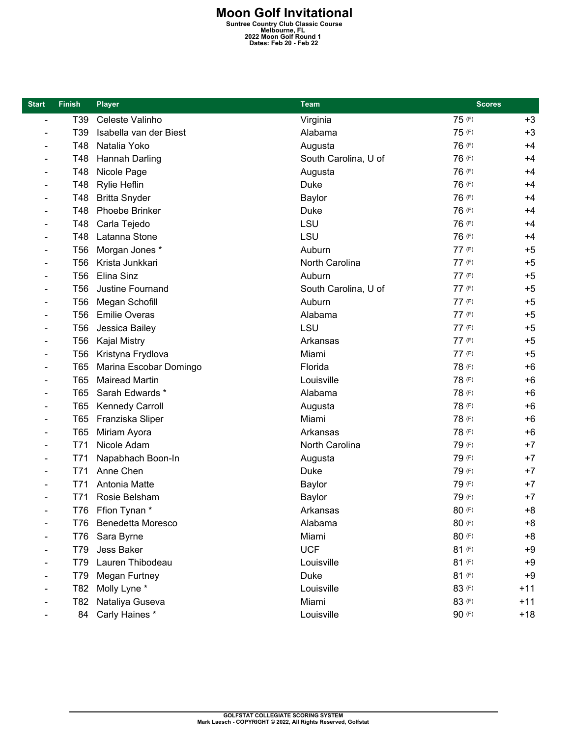# Moon Golf Invitational

**Suntree Country Club Classic Course**
**Melbourne, FL**
**2022 Moon Golf Round 1**
**Dates: Feb 20 - Feb 22**

| Start | Finish | Player | Team | Scores | |
|---|---|---|---|---|---|
| - | T39 | Celeste Valinho | Virginia | 75 (F) | +3 |
| - | T39 | Isabella van der Biest | Alabama | 75 (F) | +3 |
| - | T48 | Natalia Yoko | Augusta | 76 (F) | +4 |
| - | T48 | Hannah Darling | South Carolina, U of | 76 (F) | +4 |
| - | T48 | Nicole Page | Augusta | 76 (F) | +4 |
| - | T48 | Rylie Heflin | Duke | 76 (F) | +4 |
| - | T48 | Britta Snyder | Baylor | 76 (F) | +4 |
| - | T48 | Phoebe Brinker | Duke | 76 (F) | +4 |
| - | T48 | Carla Tejedo | LSU | 76 (F) | +4 |
| - | T48 | Latanna Stone | LSU | 76 (F) | +4 |
| - | T56 | Morgan Jones * | Auburn | 77 (F) | +5 |
| - | T56 | Krista Junkkari | North Carolina | 77 (F) | +5 |
| - | T56 | Elina Sinz | Auburn | 77 (F) | +5 |
| - | T56 | Justine Fournand | South Carolina, U of | 77 (F) | +5 |
| - | T56 | Megan Schofill | Auburn | 77 (F) | +5 |
| - | T56 | Emilie Overas | Alabama | 77 (F) | +5 |
| - | T56 | Jessica Bailey | LSU | 77 (F) | +5 |
| - | T56 | Kajal Mistry | Arkansas | 77 (F) | +5 |
| - | T56 | Kristyna Frydlova | Miami | 77 (F) | +5 |
| - | T65 | Marina Escobar Domingo | Florida | 78 (F) | +6 |
| - | T65 | Mairead Martin | Louisville | 78 (F) | +6 |
| - | T65 | Sarah Edwards * | Alabama | 78 (F) | +6 |
| - | T65 | Kennedy Carroll | Augusta | 78 (F) | +6 |
| - | T65 | Franziska Sliper | Miami | 78 (F) | +6 |
| - | T65 | Miriam Ayora | Arkansas | 78 (F) | +6 |
| - | T71 | Nicole Adam | North Carolina | 79 (F) | +7 |
| - | T71 | Napabhach Boon-In | Augusta | 79 (F) | +7 |
| - | T71 | Anne Chen | Duke | 79 (F) | +7 |
| - | T71 | Antonia Matte | Baylor | 79 (F) | +7 |
| - | T71 | Rosie Belsham | Baylor | 79 (F) | +7 |
| - | T76 | Ffion Tynan * | Arkansas | 80 (F) | +8 |
| - | T76 | Benedetta Moresco | Alabama | 80 (F) | +8 |
| - | T76 | Sara Byrne | Miami | 80 (F) | +8 |
| - | T79 | Jess Baker | UCF | 81 (F) | +9 |
| - | T79 | Lauren Thibodeau | Louisville | 81 (F) | +9 |
| - | T79 | Megan Furtney | Duke | 81 (F) | +9 |
| - | T82 | Molly Lyne * | Louisville | 83 (F) | +11 |
| - | T82 | Nataliya Guseva | Miami | 83 (F) | +11 |
| - | 84 | Carly Haines * | Louisville | 90 (F) | +18 |

GOLFSTAT COLLEGIATE SCORING SYSTEM
Mark Laesch - COPYRIGHT © 2022, All Rights Reserved, Golfstat